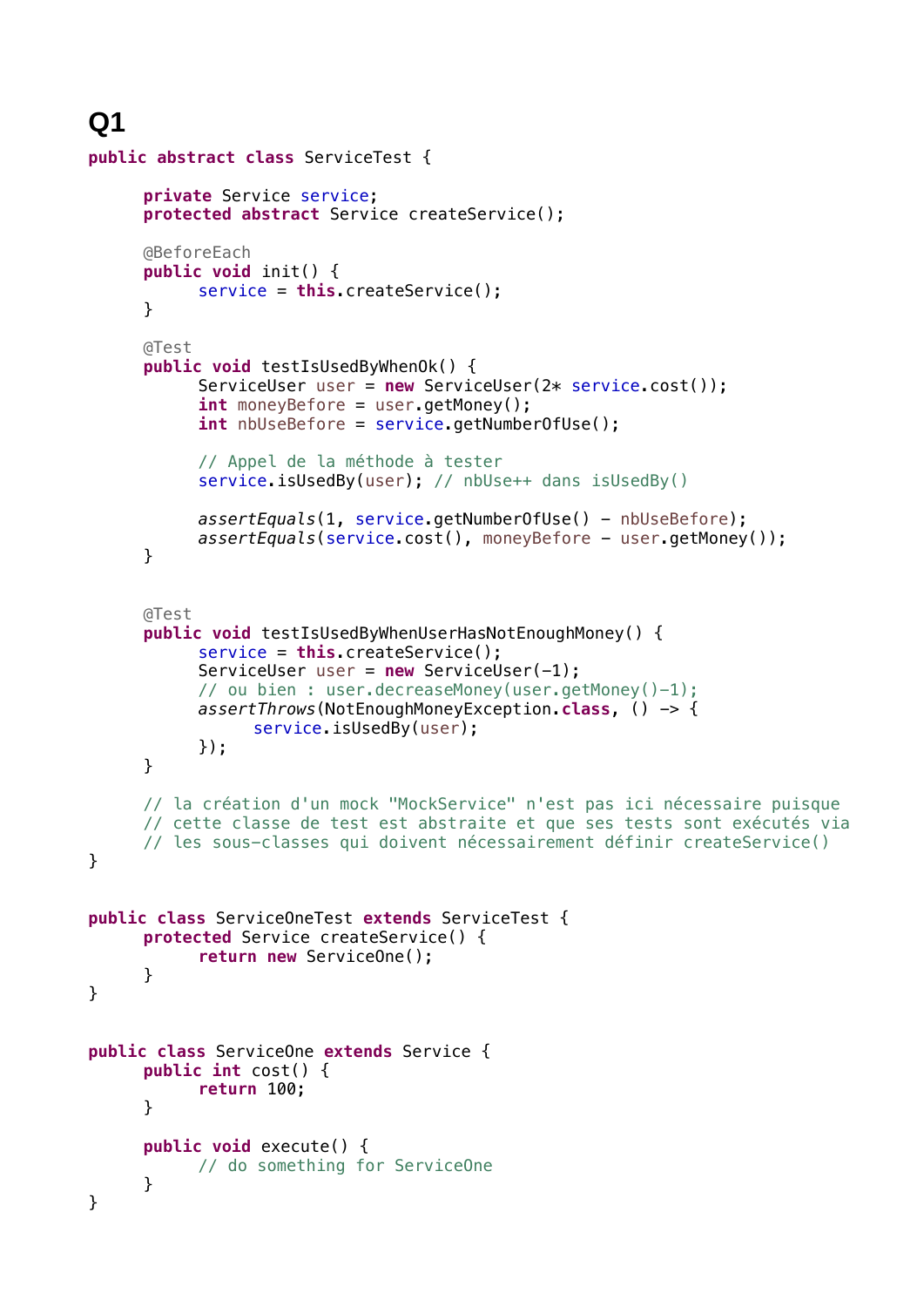# Q1

```java
public abstract class ServiceTest {

      private Service service;
      protected abstract Service createService();

      @BeforeEach
      public void init() {
            service = this.createService();
      }

      @Test
      public void testIsUsedByWhenOk() {
            ServiceUser user = new ServiceUser(2* service.cost());
            int moneyBefore = user.getMoney();
            int nbUseBefore = service.getNumberOfUse();

            // Appel de la méthode à tester
            service.isUsedBy(user); // nbUse++ dans isUsedBy()

            assertEquals(1, service.getNumberOfUse() - nbUseBefore);
            assertEquals(service.cost(), moneyBefore - user.getMoney());
      }


      @Test
      public void testIsUsedByWhenUserHasNotEnoughMoney() {
            service = this.createService();
            ServiceUser user = new ServiceUser(-1);
            // ou bien : user.decreaseMoney(user.getMoney()-1);
            assertThrows(NotEnoughMoneyException.class, () -> {
                  service.isUsedBy(user);
            });
      }

      // la création d'un mock "MockService" n'est pas ici nécessaire puisque
      // cette classe de test est abstraite et que ses tests sont exécutés via
      // les sous-classes qui doivent nécessairement définir createService()
}


public class ServiceOneTest extends ServiceTest {
      protected Service createService() {
            return new ServiceOne();
      }
}


public class ServiceOne extends Service {
      public int cost() {
            return 100;
      }

      public void execute() {
            // do something for ServiceOne
      }
}
```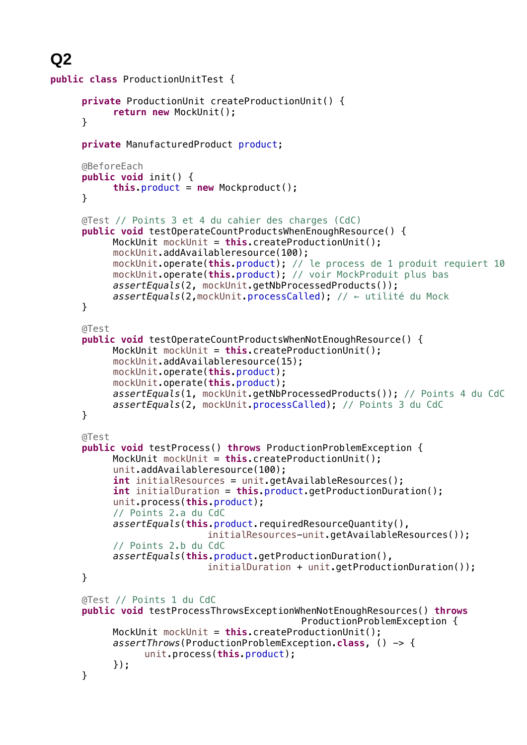## Q2

```java
public class ProductionUnitTest {

	private ProductionUnit createProductionUnit() {
		return new MockUnit();
	}

	private ManufacturedProduct product;

	@BeforeEach
	public void init() {
		this.product = new Mockproduct();
	}

	@Test // Points 3 et 4 du cahier des charges (CdC)
	public void testOperateCountProductsWhenEnoughResource() {
		MockUnit mockUnit = this.createProductionUnit();
		mockUnit.addAvailableresource(100);
		mockUnit.operate(this.product); // le process de 1 produit requiert 10
		mockUnit.operate(this.product); // voir MockProduit plus bas
		assertEquals(2, mockUnit.getNbProcessedProducts());
		assertEquals(2,mockUnit.processCalled); // ← utilité du Mock
	}

	@Test
	public void testOperateCountProductsWhenNotEnoughResource() {
		MockUnit mockUnit = this.createProductionUnit();
		mockUnit.addAvailableresource(15);
		mockUnit.operate(this.product);
		mockUnit.operate(this.product);
		assertEquals(1, mockUnit.getNbProcessedProducts()); // Points 4 du CdC
		assertEquals(2, mockUnit.processCalled); // Points 3 du CdC
	}

	@Test
	public void testProcess() throws ProductionProblemException {
		MockUnit mockUnit = this.createProductionUnit();
		unit.addAvailableresource(100);
		int initialResources = unit.getAvailableResources();
		int initialDuration = this.product.getProductionDuration();
		unit.process(this.product);
		// Points 2.a du CdC
		assertEquals(this.product.requiredResourceQuantity(),
				initialResources-unit.getAvailableResources());
		// Points 2.b du CdC
		assertEquals(this.product.getProductionDuration(),
				initialDuration + unit.getProductionDuration());
	}

	@Test // Points 1 du CdC
	public void testProcessThrowsExceptionWhenNotEnoughResources() throws
						ProductionProblemException {
		MockUnit mockUnit = this.createProductionUnit();
		assertThrows(ProductionProblemException.class, () -> {
			unit.process(this.product);
		});
	}
```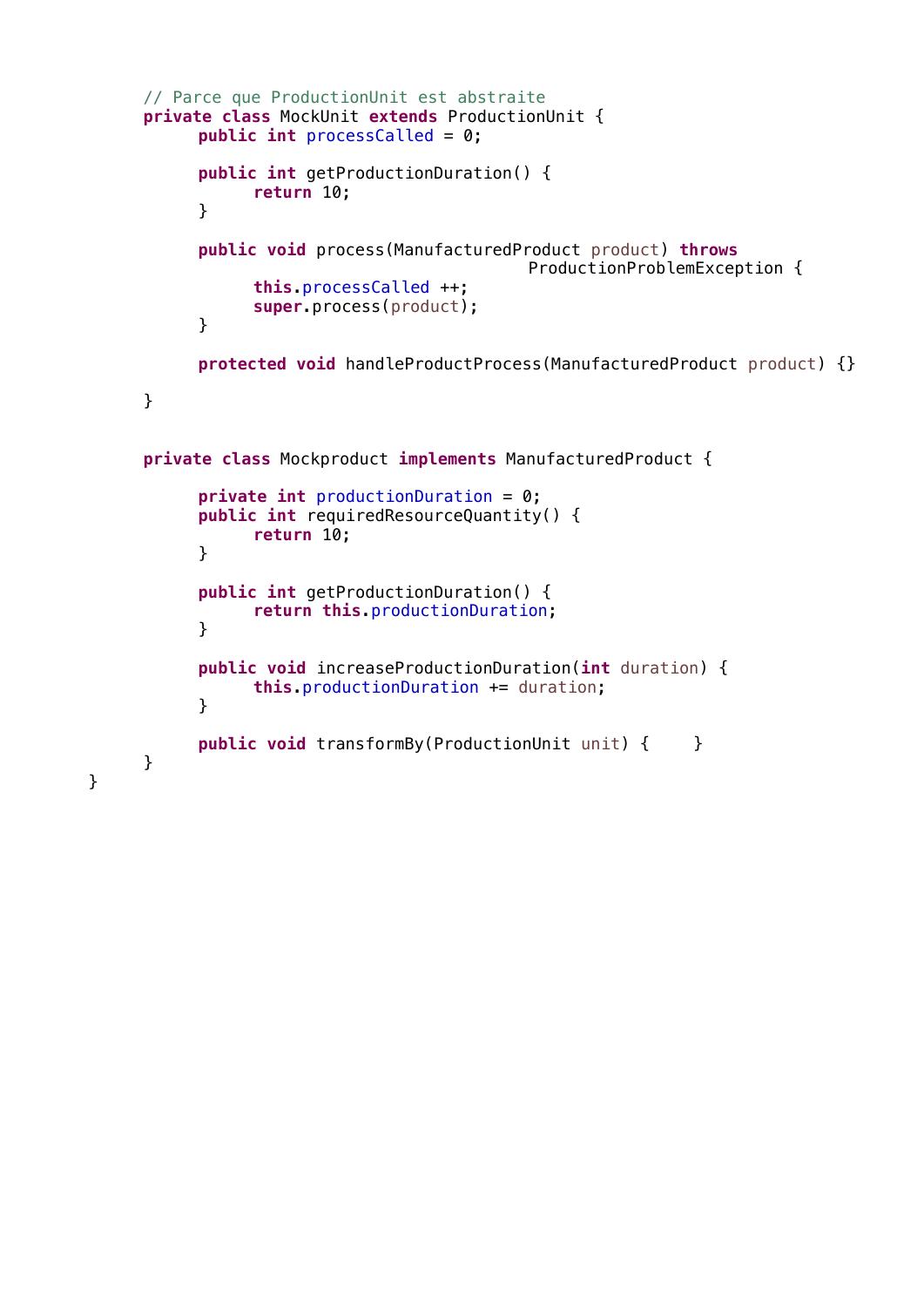```java
	// Parce que ProductionUnit est abstraite
	private class MockUnit extends ProductionUnit {
		public int processCalled = 0;

		public int getProductionDuration() {
			return 10;
		}

		public void process(ManufacturedProduct product) throws
									ProductionProblemException {
			this.processCalled ++;
			super.process(product);
		}

		protected void handleProductProcess(ManufacturedProduct product) {}

	}


	private class Mockproduct implements ManufacturedProduct {

		private int productionDuration = 0;
		public int requiredResourceQuantity() {
			return 10;
		}

		public int getProductionDuration() {
			return this.productionDuration;
		}

		public void increaseProductionDuration(int duration) {
			this.productionDuration += duration;
		}

		public void transformBy(ProductionUnit unit) {	}
	}
}
```